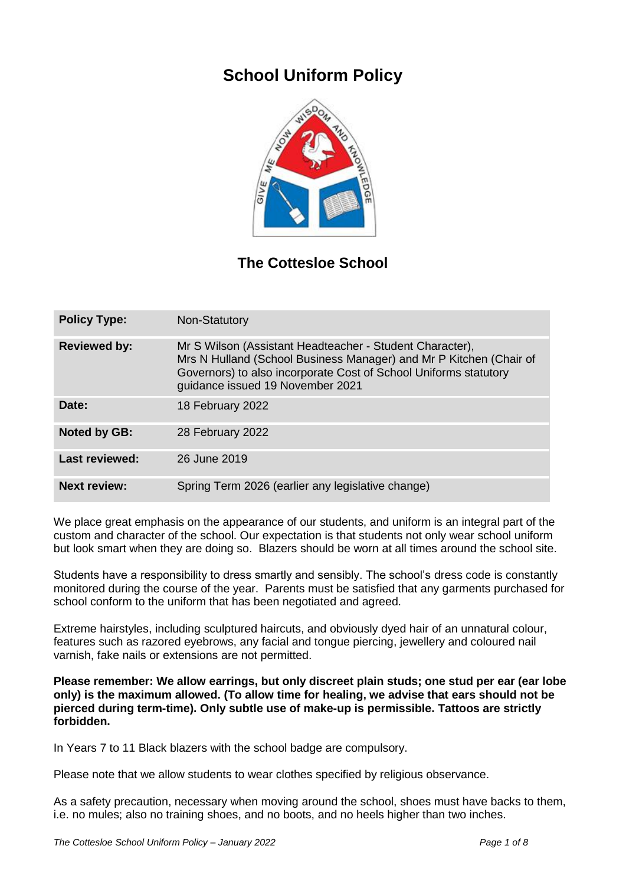# School Uniform Policy

## The Cottesloe School

| Policy Type: | Non-Statutory |
|---|---|
| **Reviewed by:** | Mr S Wilson (Assistant Headteacher - Student Character), Mrs N Hulland (School Business Manager) and Mr P Kitchen (Chair of Governors) to also incorporate Cost of School Uniforms statutory guidance issued 19 November 2021 |
| **Date:** | 18 February 2022 |
| **Noted by GB:** | 28 February 2022 |
| **Last reviewed:** | 26 June 2019 |
| **Next review:** | Spring Term 2026 (earlier any legislative change) |

We place great emphasis on the appearance of our students, and uniform is an integral part of the custom and character of the school. Our expectation is that students not only wear school uniform but look smart when they are doing so. Blazers should be worn at all times around the school site.

Students have a responsibility to dress smartly and sensibly. The school's dress code is constantly monitored during the course of the year. Parents must be satisfied that any garments purchased for school conform to the uniform that has been negotiated and agreed.

Extreme hairstyles, including sculptured haircuts, and obviously dyed hair of an unnatural colour, features such as razored eyebrows, any facial and tongue piercing, jewellery and coloured nail varnish, fake nails or extensions are not permitted.

**Please remember: We allow earrings, but only discreet plain studs; one stud per ear (ear lobe only) is the maximum allowed. (To allow time for healing, we advise that ears should not be pierced during term-time). Only subtle use of make-up is permissible. Tattoos are strictly forbidden.**

In Years 7 to 11 Black blazers with the school badge are compulsory.

Please note that we allow students to wear clothes specified by religious observance.

As a safety precaution, necessary when moving around the school, shoes must have backs to them, i.e. no mules; also no training shoes, and no boots, and no heels higher than two inches.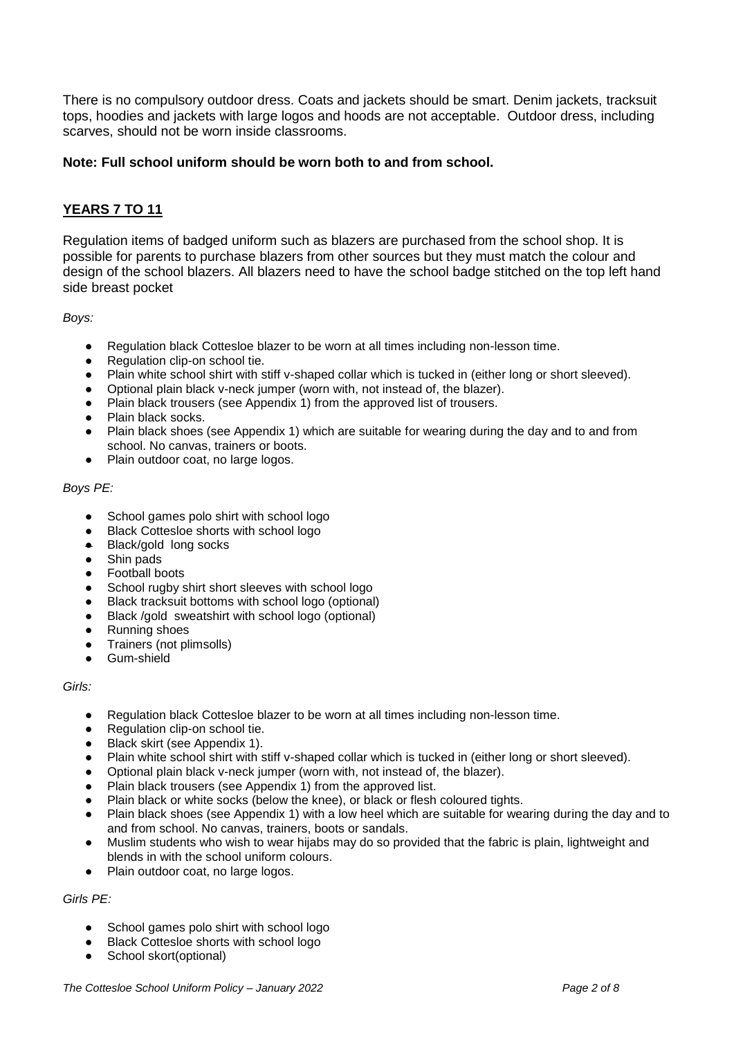There is no compulsory outdoor dress. Coats and jackets should be smart. Denim jackets, tracksuit tops, hoodies and jackets with large logos and hoods are not acceptable. Outdoor dress, including scarves, should not be worn inside classrooms.

**Note: Full school uniform should be worn both to and from school.**

## YEARS 7 TO 11

Regulation items of badged uniform such as blazers are purchased from the school shop. It is possible for parents to purchase blazers from other sources but they must match the colour and design of the school blazers. All blazers need to have the school badge stitched on the top left hand side breast pocket

*Boys:*

- Regulation black Cottesloe blazer to be worn at all times including non-lesson time.
- Regulation clip-on school tie.
- Plain white school shirt with stiff v-shaped collar which is tucked in (either long or short sleeved).
- Optional plain black v-neck jumper (worn with, not instead of, the blazer).
- Plain black trousers (see Appendix 1) from the approved list of trousers.
- Plain black socks.
- Plain black shoes (see Appendix 1) which are suitable for wearing during the day and to and from school. No canvas, trainers or boots.
- Plain outdoor coat, no large logos.

*Boys PE:*

- School games polo shirt with school logo
- Black Cottesloe shorts with school logo
- Black/gold long socks
- Shin pads
- Football boots
- School rugby shirt short sleeves with school logo
- Black tracksuit bottoms with school logo (optional)
- Black /gold sweatshirt with school logo (optional)
- Running shoes
- Trainers (not plimsolls)
- Gum-shield

*Girls:*

- Regulation black Cottesloe blazer to be worn at all times including non-lesson time.
- Regulation clip-on school tie.
- Black skirt (see Appendix 1).
- Plain white school shirt with stiff v-shaped collar which is tucked in (either long or short sleeved).
- Optional plain black v-neck jumper (worn with, not instead of, the blazer).
- Plain black trousers (see Appendix 1) from the approved list.
- Plain black or white socks (below the knee), or black or flesh coloured tights.
- Plain black shoes (see Appendix 1) with a low heel which are suitable for wearing during the day and to and from school. No canvas, trainers, boots or sandals.
- Muslim students who wish to wear hijabs may do so provided that the fabric is plain, lightweight and blends in with the school uniform colours.
- Plain outdoor coat, no large logos.

*Girls PE:*

- School games polo shirt with school logo
- Black Cottesloe shorts with school logo
- School skort(optional)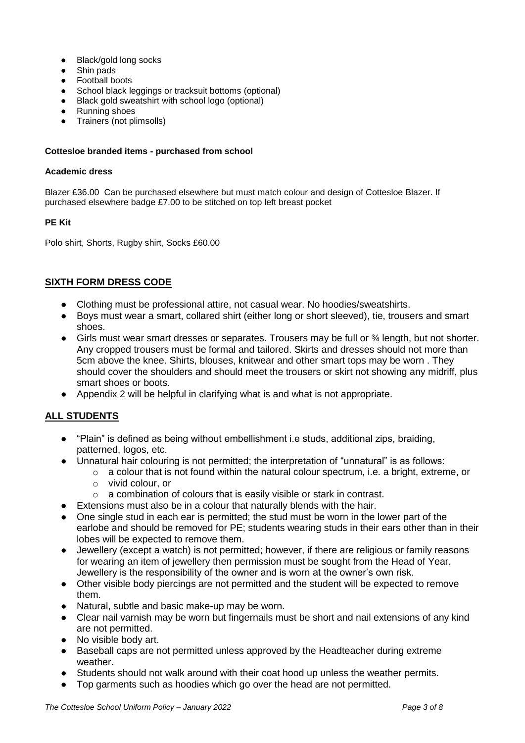- Black/gold long socks
- Shin pads
- Football boots
- School black leggings or tracksuit bottoms (optional)
- Black gold sweatshirt with school logo (optional)
- Running shoes
- Trainers (not plimsolls)

**Cottesloe branded items - purchased from school**

**Academic dress**

Blazer £36.00 Can be purchased elsewhere but must match colour and design of Cottesloe Blazer. If purchased elsewhere badge £7.00 to be stitched on top left breast pocket

**PE Kit**

Polo shirt, Shorts, Rugby shirt, Socks £60.00

## SIXTH FORM DRESS CODE

- Clothing must be professional attire, not casual wear. No hoodies/sweatshirts.
- Boys must wear a smart, collared shirt (either long or short sleeved), tie, trousers and smart shoes.
- Girls must wear smart dresses or separates. Trousers may be full or ¾ length, but not shorter. Any cropped trousers must be formal and tailored. Skirts and dresses should not more than 5cm above the knee. Shirts, blouses, knitwear and other smart tops may be worn . They should cover the shoulders and should meet the trousers or skirt not showing any midriff, plus smart shoes or boots.
- Appendix 2 will be helpful in clarifying what is and what is not appropriate.

## ALL STUDENTS

- "Plain" is defined as being without embellishment i.e studs, additional zips, braiding, patterned, logos, etc.
- Unnatural hair colouring is not permitted; the interpretation of "unnatural" is as follows:
  - a colour that is not found within the natural colour spectrum, i.e. a bright, extreme, or
  - vivid colour, or
  - a combination of colours that is easily visible or stark in contrast.
- Extensions must also be in a colour that naturally blends with the hair.
- One single stud in each ear is permitted; the stud must be worn in the lower part of the earlobe and should be removed for PE; students wearing studs in their ears other than in their lobes will be expected to remove them.
- Jewellery (except a watch) is not permitted; however, if there are religious or family reasons for wearing an item of jewellery then permission must be sought from the Head of Year. Jewellery is the responsibility of the owner and is worn at the owner's own risk.
- Other visible body piercings are not permitted and the student will be expected to remove them.
- Natural, subtle and basic make-up may be worn.
- Clear nail varnish may be worn but fingernails must be short and nail extensions of any kind are not permitted.
- No visible body art.
- Baseball caps are not permitted unless approved by the Headteacher during extreme weather.
- Students should not walk around with their coat hood up unless the weather permits.
- Top garments such as hoodies which go over the head are not permitted.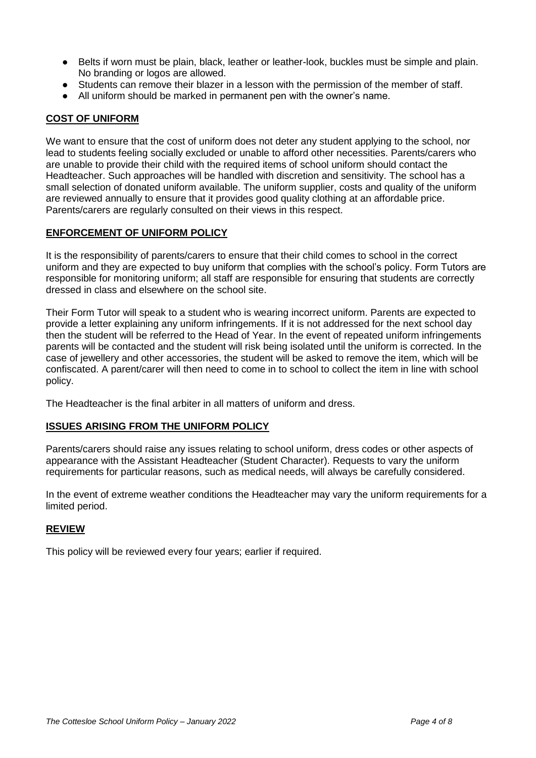- Belts if worn must be plain, black, leather or leather-look, buckles must be simple and plain. No branding or logos are allowed.
- Students can remove their blazer in a lesson with the permission of the member of staff.
- All uniform should be marked in permanent pen with the owner's name.

## COST OF UNIFORM

We want to ensure that the cost of uniform does not deter any student applying to the school, nor lead to students feeling socially excluded or unable to afford other necessities. Parents/carers who are unable to provide their child with the required items of school uniform should contact the Headteacher. Such approaches will be handled with discretion and sensitivity. The school has a small selection of donated uniform available. The uniform supplier, costs and quality of the uniform are reviewed annually to ensure that it provides good quality clothing at an affordable price. Parents/carers are regularly consulted on their views in this respect.

## ENFORCEMENT OF UNIFORM POLICY

It is the responsibility of parents/carers to ensure that their child comes to school in the correct uniform and they are expected to buy uniform that complies with the school's policy. Form Tutors are responsible for monitoring uniform; all staff are responsible for ensuring that students are correctly dressed in class and elsewhere on the school site.

Their Form Tutor will speak to a student who is wearing incorrect uniform. Parents are expected to provide a letter explaining any uniform infringements. If it is not addressed for the next school day then the student will be referred to the Head of Year. In the event of repeated uniform infringements parents will be contacted and the student will risk being isolated until the uniform is corrected. In the case of jewellery and other accessories, the student will be asked to remove the item, which will be confiscated. A parent/carer will then need to come in to school to collect the item in line with school policy.

The Headteacher is the final arbiter in all matters of uniform and dress.

## ISSUES ARISING FROM THE UNIFORM POLICY

Parents/carers should raise any issues relating to school uniform, dress codes or other aspects of appearance with the Assistant Headteacher (Student Character). Requests to vary the uniform requirements for particular reasons, such as medical needs, will always be carefully considered.

In the event of extreme weather conditions the Headteacher may vary the uniform requirements for a limited period.

## REVIEW

This policy will be reviewed every four years; earlier if required.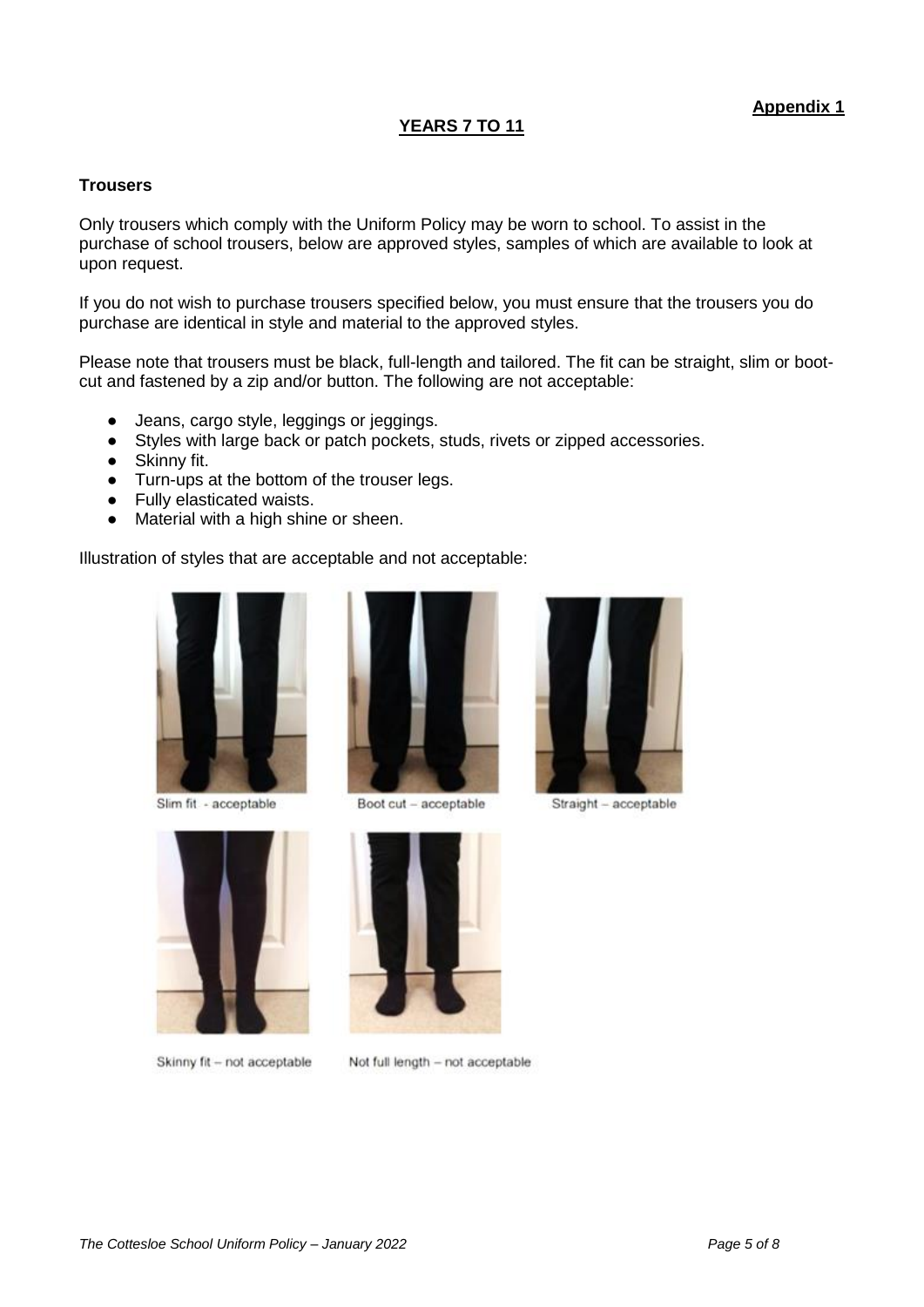**Appendix 1**

## YEARS 7 TO 11

### Trousers

Only trousers which comply with the Uniform Policy may be worn to school. To assist in the purchase of school trousers, below are approved styles, samples of which are available to look at upon request.

If you do not wish to purchase trousers specified below, you must ensure that the trousers you do purchase are identical in style and material to the approved styles.

Please note that trousers must be black, full-length and tailored. The fit can be straight, slim or boot-cut and fastened by a zip and/or button. The following are not acceptable:

- Jeans, cargo style, leggings or jeggings.
- Styles with large back or patch pockets, studs, rivets or zipped accessories.
- Skinny fit.
- Turn-ups at the bottom of the trouser legs.
- Fully elasticated waists.
- Material with a high shine or sheen.

Illustration of styles that are acceptable and not acceptable:

Slim fit - acceptable

Boot cut – acceptable

Straight – acceptable

Skinny fit – not acceptable

Not full length – not acceptable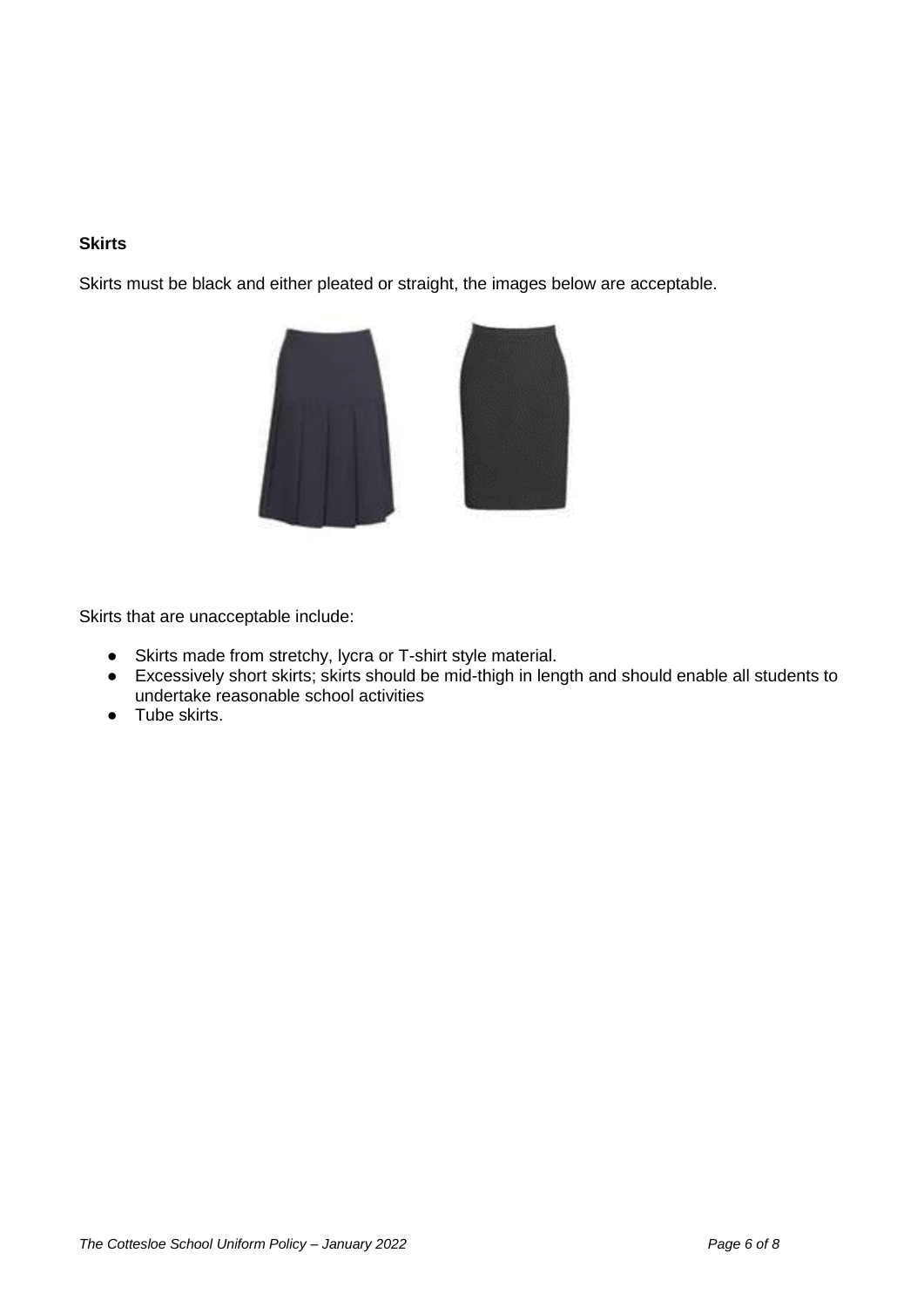**Skirts**

Skirts must be black and either pleated or straight, the images below are acceptable.

Skirts that are unacceptable include:

- Skirts made from stretchy, lycra or T-shirt style material.
- Excessively short skirts; skirts should be mid-thigh in length and should enable all students to undertake reasonable school activities
- Tube skirts.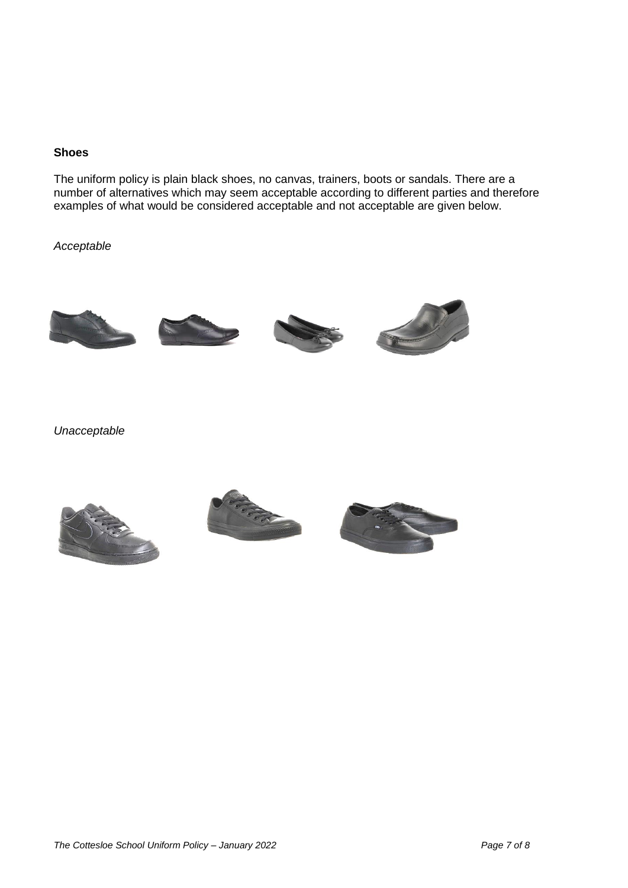**Shoes**

The uniform policy is plain black shoes, no canvas, trainers, boots or sandals. There are a number of alternatives which may seem acceptable according to different parties and therefore examples of what would be considered acceptable and not acceptable are given below.

*Acceptable*

*Unacceptable*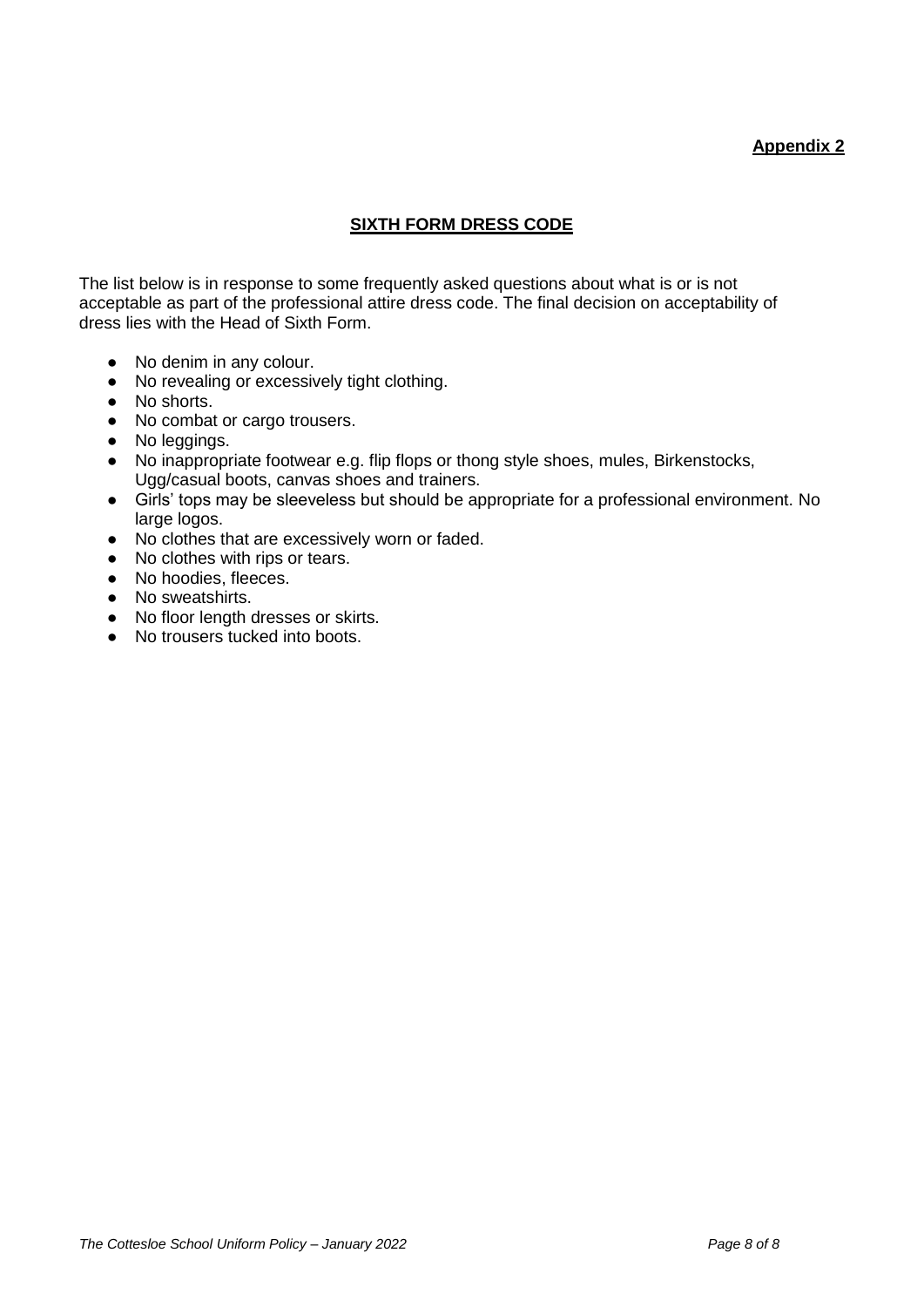**Appendix 2**

## SIXTH FORM DRESS CODE

The list below is in response to some frequently asked questions about what is or is not acceptable as part of the professional attire dress code. The final decision on acceptability of dress lies with the Head of Sixth Form.

- No denim in any colour.
- No revealing or excessively tight clothing.
- No shorts.
- No combat or cargo trousers.
- No leggings.
- No inappropriate footwear e.g. flip flops or thong style shoes, mules, Birkenstocks, Ugg/casual boots, canvas shoes and trainers.
- Girls' tops may be sleeveless but should be appropriate for a professional environment. No large logos.
- No clothes that are excessively worn or faded.
- No clothes with rips or tears.
- No hoodies, fleeces.
- No sweatshirts.
- No floor length dresses or skirts.
- No trousers tucked into boots.